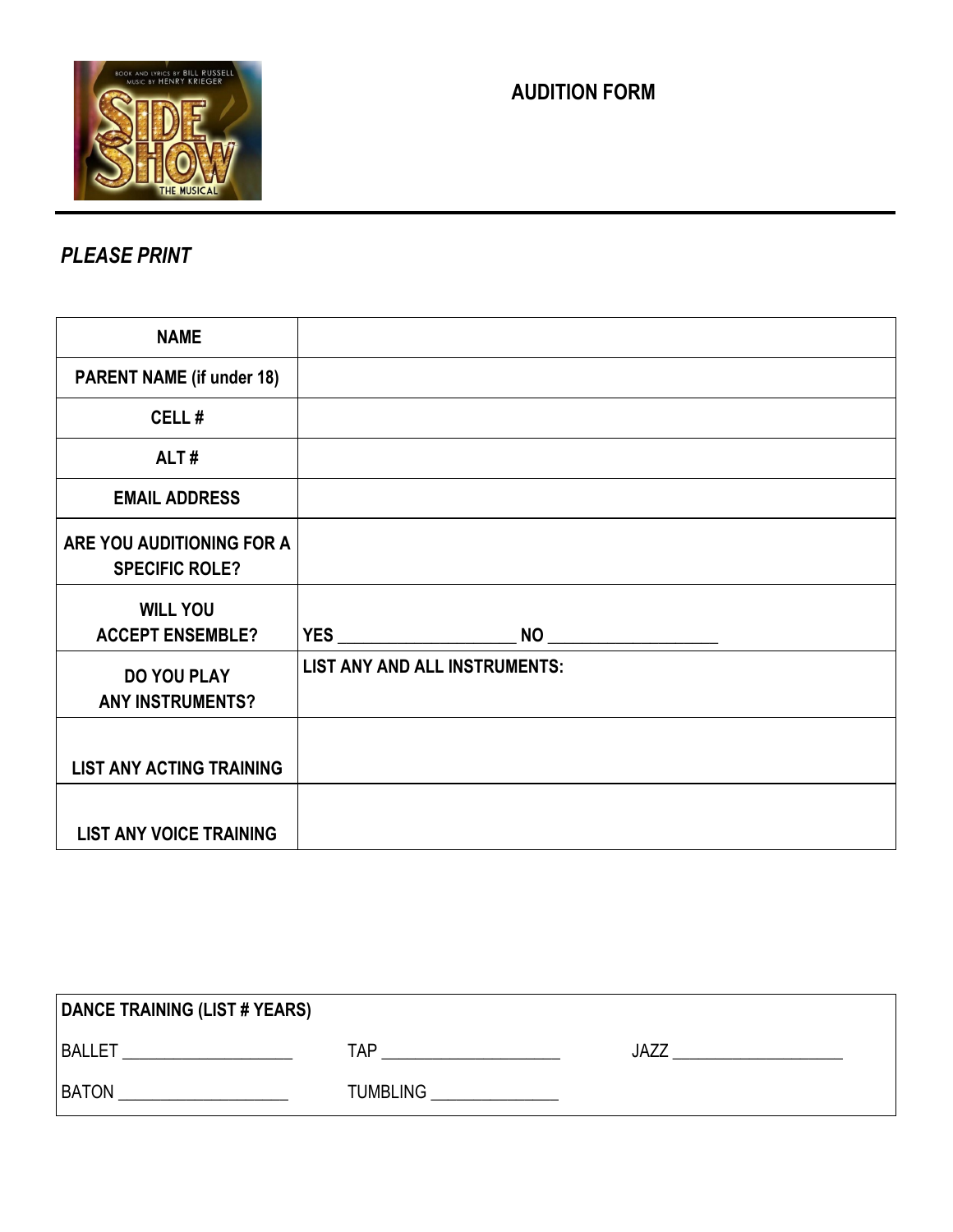# AUDITION FORM

***PLEASE PRINT***

| | |
|---|---|
| **NAME** | |
| **PARENT NAME (if under 18)** | |
| **CELL #** | |
| **ALT #** | |
| **EMAIL ADDRESS** | |
| **ARE YOU AUDITIONING FOR A SPECIFIC ROLE?** | |
| **WILL YOU ACCEPT ENSEMBLE?** | **YES** ____________________ **NO** ___________________ |
| **DO YOU PLAY ANY INSTRUMENTS?** | **LIST ANY AND ALL INSTRUMENTS:** |
| **LIST ANY ACTING TRAINING** | |
| **LIST ANY VOICE TRAINING** | |

| **DANCE TRAINING (LIST # YEARS)** | | |
|---|---|---|
| BALLET ___________________ | TAP ____________________ | JAZZ ___________________ |
| BATON ___________________ | TUMBLING ______________ | |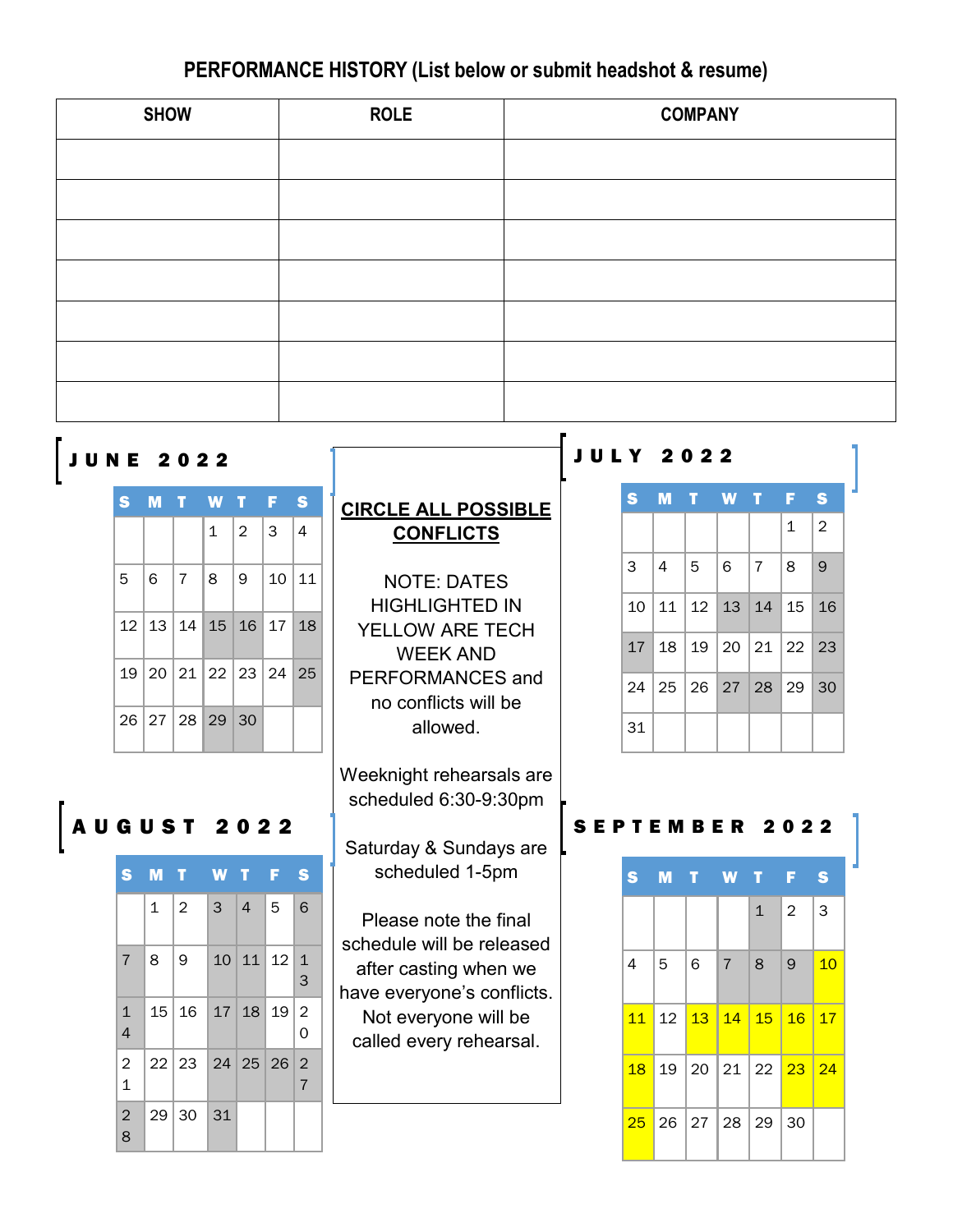## PERFORMANCE HISTORY (List below or submit headshot & resume)

| SHOW | ROLE | COMPANY |
|---|---|---|
| | | |
| | | |
| | | |
| | | |
| | | |
| | | |
| | | |

### JUNE 2022

| S | M | T | W | T | F | S |
|---|---|---|---|---|---|---|
| | | | 1 | 2 | 3 | 4 |
| 5 | 6 | 7 | 8 | 9 | 10 | 11 |
| 12 | 13 | 14 | 15 | 16 | 17 | 18 |
| 19 | 20 | 21 | 22 | 23 | 24 | 25 |
| 26 | 27 | 28 | 29 | 30 | | |

### JULY 2022

| S | M | T | W | T | F | S |
|---|---|---|---|---|---|---|
| | | | | | 1 | 2 |
| 3 | 4 | 5 | 6 | 7 | 8 | 9 |
| 10 | 11 | 12 | 13 | 14 | 15 | 16 |
| 17 | 18 | 19 | 20 | 21 | 22 | 23 |
| 24 | 25 | 26 | 27 | 28 | 29 | 30 |
| 31 | | | | | | |

**CIRCLE ALL POSSIBLE CONFLICTS**

NOTE: DATES HIGHLIGHTED IN YELLOW ARE TECH WEEK AND PERFORMANCES and no conflicts will be allowed.

Weeknight rehearsals are scheduled 6:30-9:30pm

Saturday & Sundays are scheduled 1-5pm

Please note the final schedule will be released after casting when we have everyone's conflicts. Not everyone will be called every rehearsal.

### AUGUST 2022

| S | M | T | W | T | F | S |
|---|---|---|---|---|---|---|
| | 1 | 2 | 3 | 4 | 5 | 6 |
| 7 | 8 | 9 | 10 | 11 | 12 | 13 |
| 14 | 15 | 16 | 17 | 18 | 19 | 20 |
| 21 | 22 | 23 | 24 | 25 | 26 | 27 |
| 28 | 29 | 30 | 31 | | | |

### SEPTEMBER 2022

| S | M | T | W | T | F | S |
|---|---|---|---|---|---|---|
| | | | | 1 | 2 | 3 |
| 4 | 5 | 6 | 7 | 8 | 9 | 10 |
| 11 | 12 | 13 | 14 | 15 | 16 | 17 |
| 18 | 19 | 20 | 21 | 22 | 23 | 24 |
| 25 | 26 | 27 | 28 | 29 | 30 | |